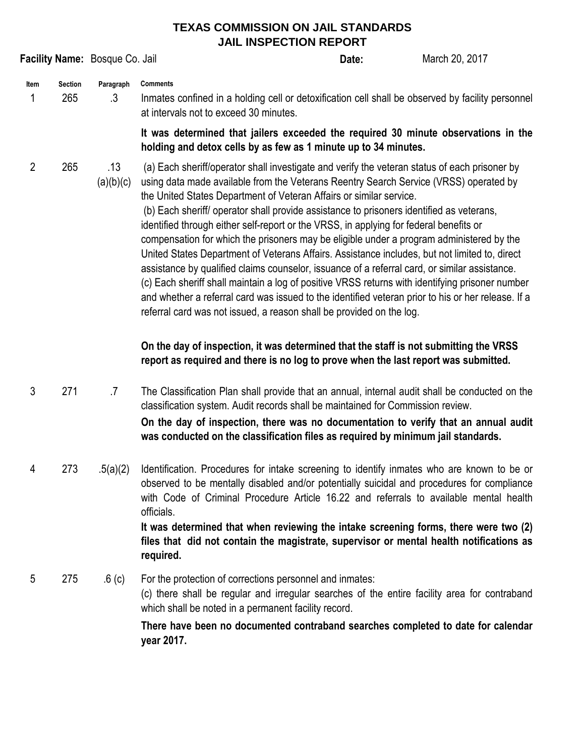# TEXAS COMMISSION ON JAIL STANDARDS
## JAIL INSPECTION REPORT

**Facility Name:** Bosque Co. Jail **Date:** March 20, 2017

| Item | Section | Paragraph | Comments |
|---|---|---|---|
| 1 | 265 | .3 | Inmates confined in a holding cell or detoxification cell shall be observed by facility personnel at intervals not to exceed 30 minutes.<br><br>**It was determined that jailers exceeded the required 30 minute observations in the holding and detox cells by as few as 1 minute up to 34 minutes.** |
| 2 | 265 | .13 (a)(b)(c) | (a) Each sheriff/operator shall investigate and verify the veteran status of each prisoner by using data made available from the Veterans Reentry Search Service (VRSS) operated by the United States Department of Veteran Affairs or similar service.<br>(b) Each sheriff/ operator shall provide assistance to prisoners identified as veterans, identified through either self-report or the VRSS, in applying for federal benefits or compensation for which the prisoners may be eligible under a program administered by the United States Department of Veterans Affairs. Assistance includes, but not limited to, direct assistance by qualified claims counselor, issuance of a referral card, or similar assistance.<br>(c) Each sheriff shall maintain a log of positive VRSS returns with identifying prisoner number and whether a referral card was issued to the identified veteran prior to his or her release. If a referral card was not issued, a reason shall be provided on the log.<br><br>**On the day of inspection, it was determined that the staff is not submitting the VRSS report as required and there is no log to prove when the last report was submitted.** |
| 3 | 271 | .7 | The Classification Plan shall provide that an annual, internal audit shall be conducted on the classification system. Audit records shall be maintained for Commission review.<br>**On the day of inspection, there was no documentation to verify that an annual audit was conducted on the classification files as required by minimum jail standards.** |
| 4 | 273 | .5(a)(2) | Identification. Procedures for intake screening to identify inmates who are known to be or observed to be mentally disabled and/or potentially suicidal and procedures for compliance with Code of Criminal Procedure Article 16.22 and referrals to available mental health officials.<br>**It was determined that when reviewing the intake screening forms, there were two (2) files that did not contain the magistrate, supervisor or mental health notifications as required.** |
| 5 | 275 | .6 (c) | For the protection of corrections personnel and inmates:<br>(c) there shall be regular and irregular searches of the entire facility area for contraband which shall be noted in a permanent facility record.<br>**There have been no documented contraband searches completed to date for calendar year 2017.** |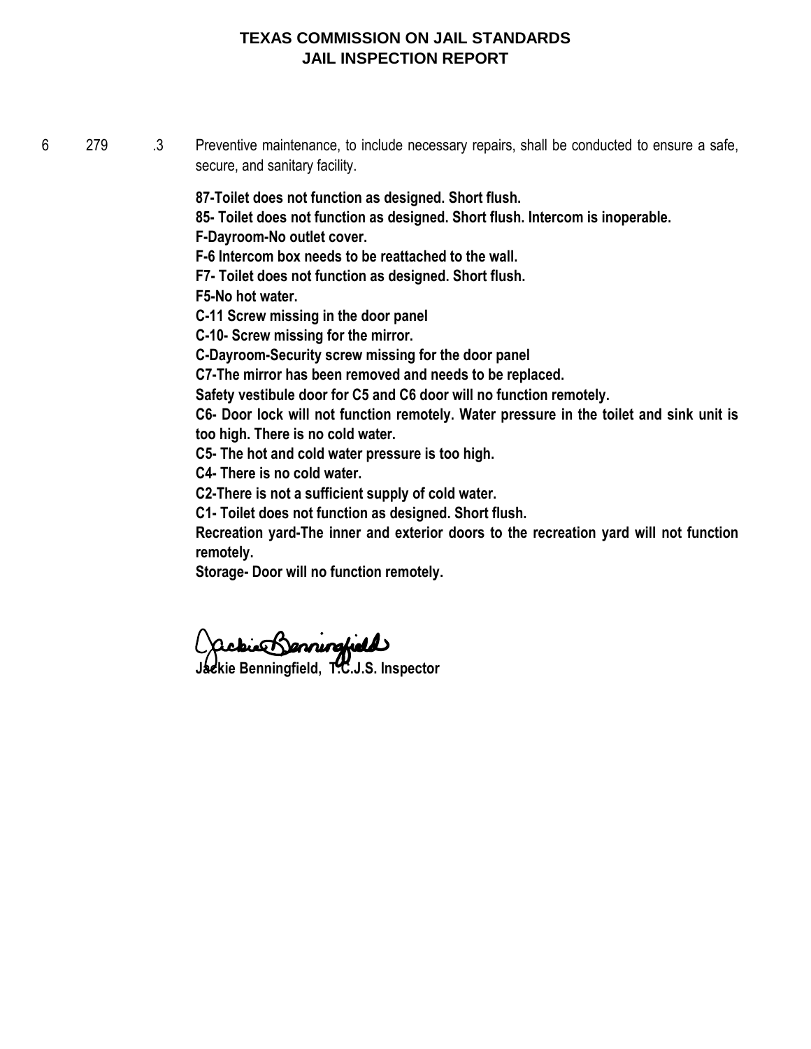**TEXAS COMMISSION ON JAIL STANDARDS**
**JAIL INSPECTION REPORT**

6 279 .3 Preventive maintenance, to include necessary repairs, shall be conducted to ensure a safe, secure, and sanitary facility.

**87-Toilet does not function as designed. Short flush.**
**85- Toilet does not function as designed. Short flush. Intercom is inoperable.**
**F-Dayroom-No outlet cover.**
**F-6 Intercom box needs to be reattached to the wall.**
**F7- Toilet does not function as designed. Short flush.**
**F5-No hot water.**
**C-11 Screw missing in the door panel**
**C-10- Screw missing for the mirror.**
**C-Dayroom-Security screw missing for the door panel**
**C7-The mirror has been removed and needs to be replaced.**
**Safety vestibule door for C5 and C6 door will no function remotely.**
**C6- Door lock will not function remotely. Water pressure in the toilet and sink unit is too high. There is no cold water.**
**C5- The hot and cold water pressure is too high.**
**C4- There is no cold water.**
**C2-There is not a sufficient supply of cold water.**
**C1- Toilet does not function as designed. Short flush.**
**Recreation yard-The inner and exterior doors to the recreation yard will not function remotely.**
**Storage- Door will no function remotely.**

Jackie Benningfield

**Jackie Benningfield, T.C.J.S. Inspector**